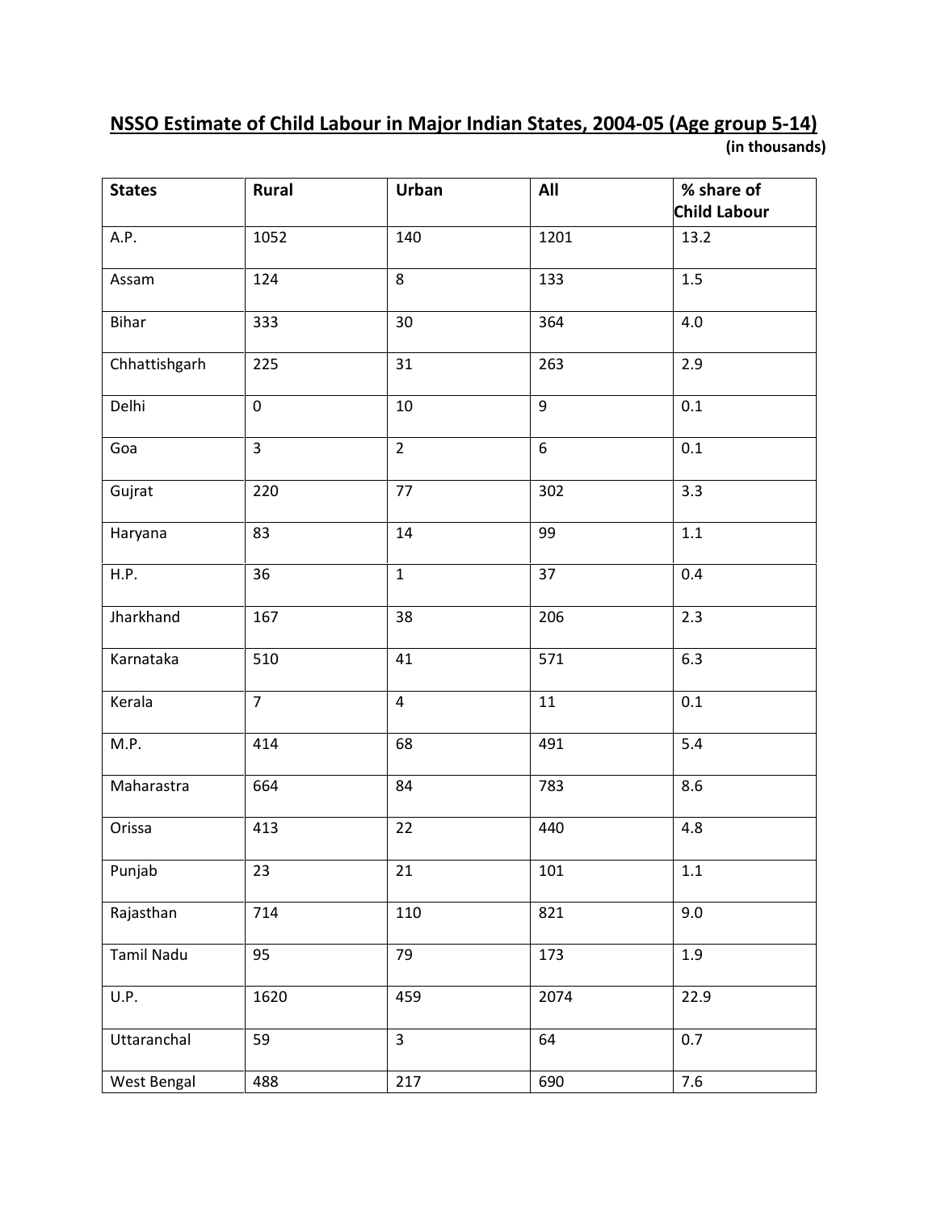## NSSO Estimate of Child Labour in Major Indian States, 2004-05 (Age group 5-14)

**(in thousands)**

| States | Rural | Urban | All | % share of Child Labour |
|---|---|---|---|---|
| A.P. | 1052 | 140 | 1201 | 13.2 |
| Assam | 124 | 8 | 133 | 1.5 |
| Bihar | 333 | 30 | 364 | 4.0 |
| Chhattishgarh | 225 | 31 | 263 | 2.9 |
| Delhi | 0 | 10 | 9 | 0.1 |
| Goa | 3 | 2 | 6 | 0.1 |
| Gujrat | 220 | 77 | 302 | 3.3 |
| Haryana | 83 | 14 | 99 | 1.1 |
| H.P. | 36 | 1 | 37 | 0.4 |
| Jharkhand | 167 | 38 | 206 | 2.3 |
| Karnataka | 510 | 41 | 571 | 6.3 |
| Kerala | 7 | 4 | 11 | 0.1 |
| M.P. | 414 | 68 | 491 | 5.4 |
| Maharastra | 664 | 84 | 783 | 8.6 |
| Orissa | 413 | 22 | 440 | 4.8 |
| Punjab | 23 | 21 | 101 | 1.1 |
| Rajasthan | 714 | 110 | 821 | 9.0 |
| Tamil Nadu | 95 | 79 | 173 | 1.9 |
| U.P. | 1620 | 459 | 2074 | 22.9 |
| Uttaranchal | 59 | 3 | 64 | 0.7 |
| West Bengal | 488 | 217 | 690 | 7.6 |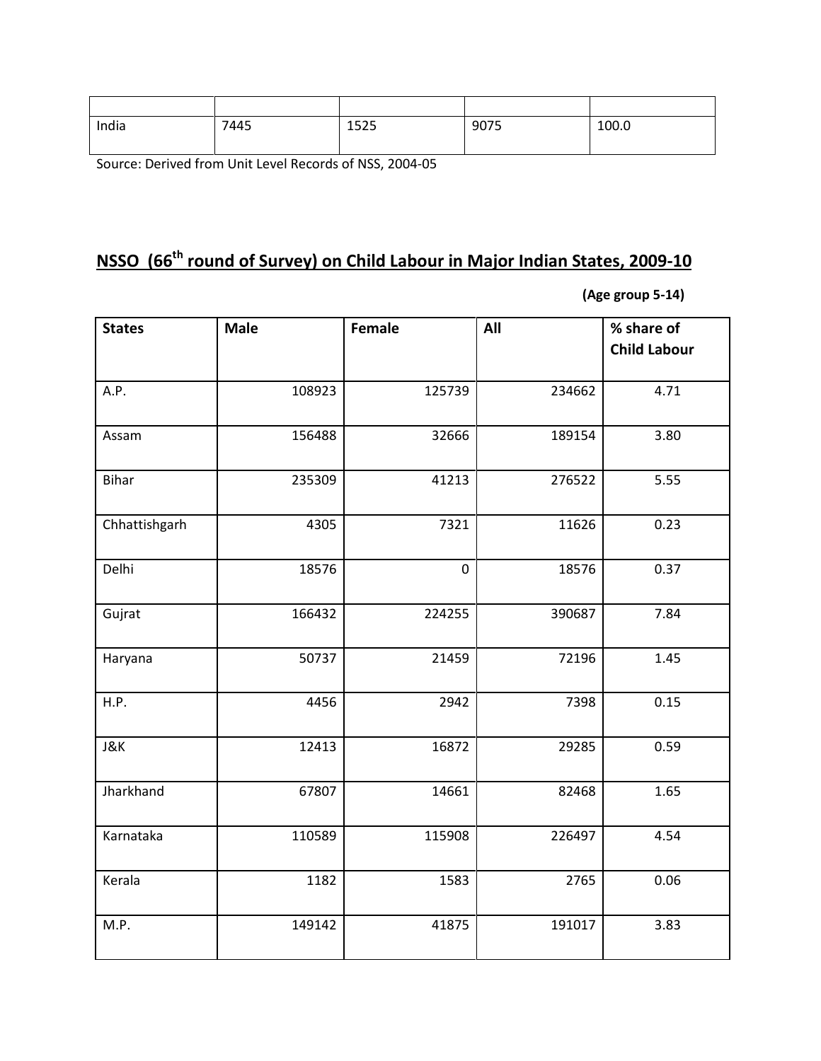|  |  |  |  |  |
| --- | --- | --- | --- | --- |
| India | 7445 | 1525 | 9075 | 100.0 |

Source: Derived from Unit Level Records of NSS, 2004-05

## NSSO (66th round of Survey) on Child Labour in Major Indian States, 2009-10

**(Age group 5-14)**

| States | Male | Female | All | % share of Child Labour |
| --- | --- | --- | --- | --- |
| A.P. | 108923 | 125739 | 234662 | 4.71 |
| Assam | 156488 | 32666 | 189154 | 3.80 |
| Bihar | 235309 | 41213 | 276522 | 5.55 |
| Chhattishgarh | 4305 | 7321 | 11626 | 0.23 |
| Delhi | 18576 | 0 | 18576 | 0.37 |
| Gujrat | 166432 | 224255 | 390687 | 7.84 |
| Haryana | 50737 | 21459 | 72196 | 1.45 |
| H.P. | 4456 | 2942 | 7398 | 0.15 |
| J&K | 12413 | 16872 | 29285 | 0.59 |
| Jharkhand | 67807 | 14661 | 82468 | 1.65 |
| Karnataka | 110589 | 115908 | 226497 | 4.54 |
| Kerala | 1182 | 1583 | 2765 | 0.06 |
| M.P. | 149142 | 41875 | 191017 | 3.83 |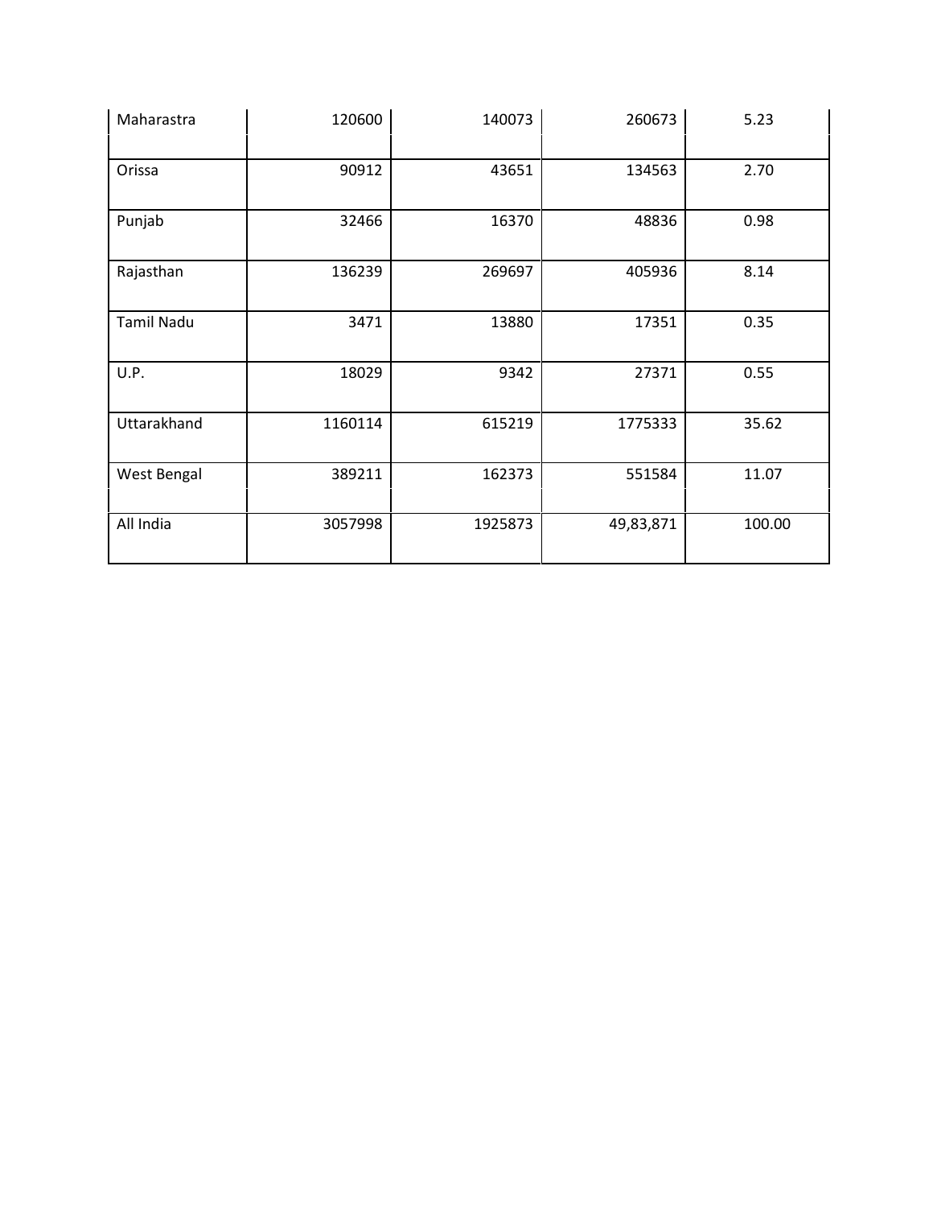| | | | | |
|---|---|---|---|---|
| Maharastra | 120600 | 140073 | 260673 | 5.23 |
| Orissa | 90912 | 43651 | 134563 | 2.70 |
| Punjab | 32466 | 16370 | 48836 | 0.98 |
| Rajasthan | 136239 | 269697 | 405936 | 8.14 |
| Tamil Nadu | 3471 | 13880 | 17351 | 0.35 |
| U.P. | 18029 | 9342 | 27371 | 0.55 |
| Uttarakhand | 1160114 | 615219 | 1775333 | 35.62 |
| West Bengal | 389211 | 162373 | 551584 | 11.07 |
| All India | 3057998 | 1925873 | 49,83,871 | 100.00 |